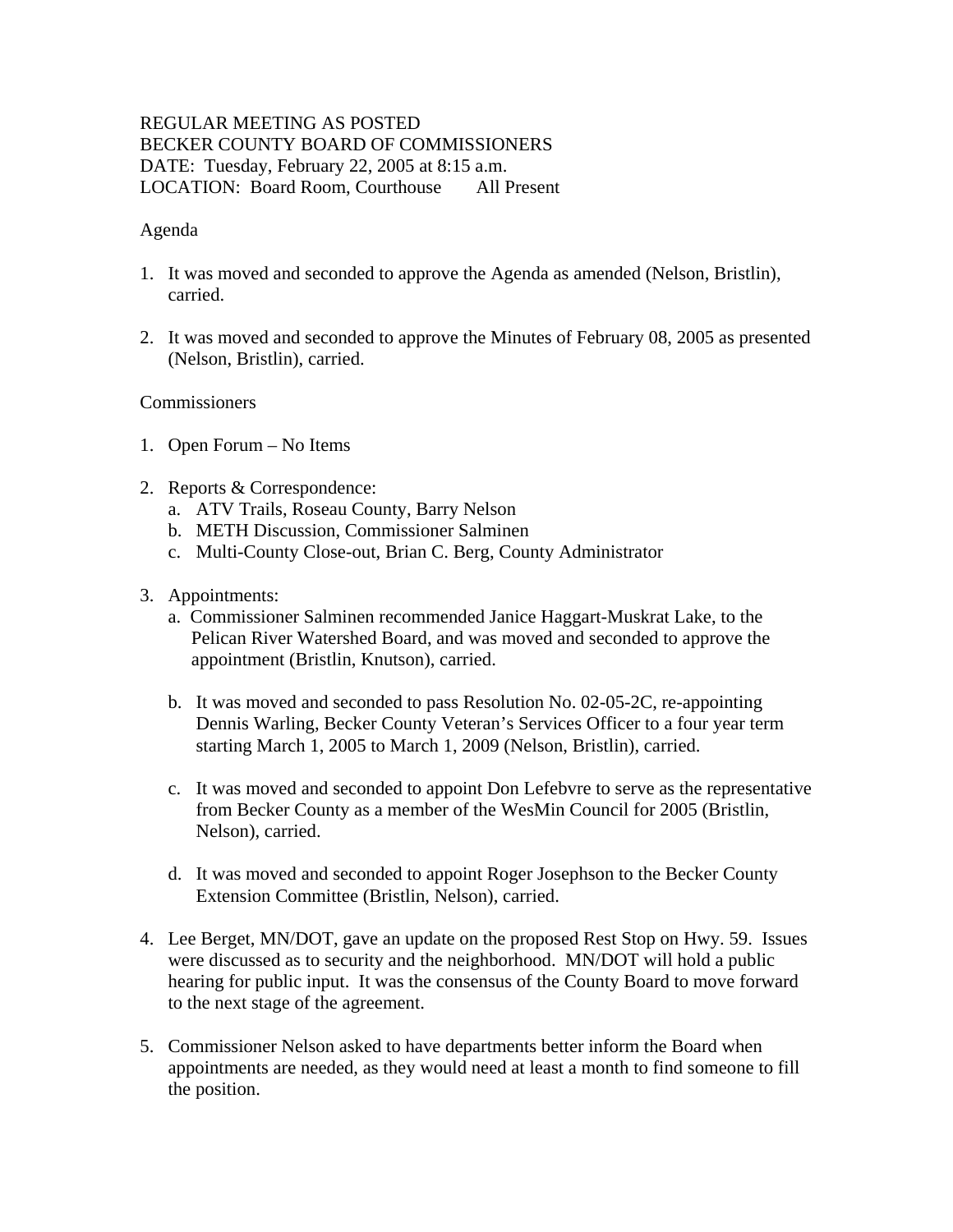REGULAR MEETING AS POSTED
BECKER COUNTY BOARD OF COMMISSIONERS
DATE: Tuesday, February 22, 2005 at 8:15 a.m.
LOCATION: Board Room, Courthouse All Present

Agenda

1. It was moved and seconded to approve the Agenda as amended (Nelson, Bristlin), carried.

2. It was moved and seconded to approve the Minutes of February 08, 2005 as presented (Nelson, Bristlin), carried.

Commissioners

1. Open Forum – No Items

2. Reports & Correspondence:
   a. ATV Trails, Roseau County, Barry Nelson
   b. METH Discussion, Commissioner Salminen
   c. Multi-County Close-out, Brian C. Berg, County Administrator

3. Appointments:
   a. Commissioner Salminen recommended Janice Haggart-Muskrat Lake, to the Pelican River Watershed Board, and was moved and seconded to approve the appointment (Bristlin, Knutson), carried.

   b. It was moved and seconded to pass Resolution No. 02-05-2C, re-appointing Dennis Warling, Becker County Veteran's Services Officer to a four year term starting March 1, 2005 to March 1, 2009 (Nelson, Bristlin), carried.

   c. It was moved and seconded to appoint Don Lefebvre to serve as the representative from Becker County as a member of the WesMin Council for 2005 (Bristlin, Nelson), carried.

   d. It was moved and seconded to appoint Roger Josephson to the Becker County Extension Committee (Bristlin, Nelson), carried.

4. Lee Berget, MN/DOT, gave an update on the proposed Rest Stop on Hwy. 59. Issues were discussed as to security and the neighborhood. MN/DOT will hold a public hearing for public input. It was the consensus of the County Board to move forward to the next stage of the agreement.

5. Commissioner Nelson asked to have departments better inform the Board when appointments are needed, as they would need at least a month to find someone to fill the position.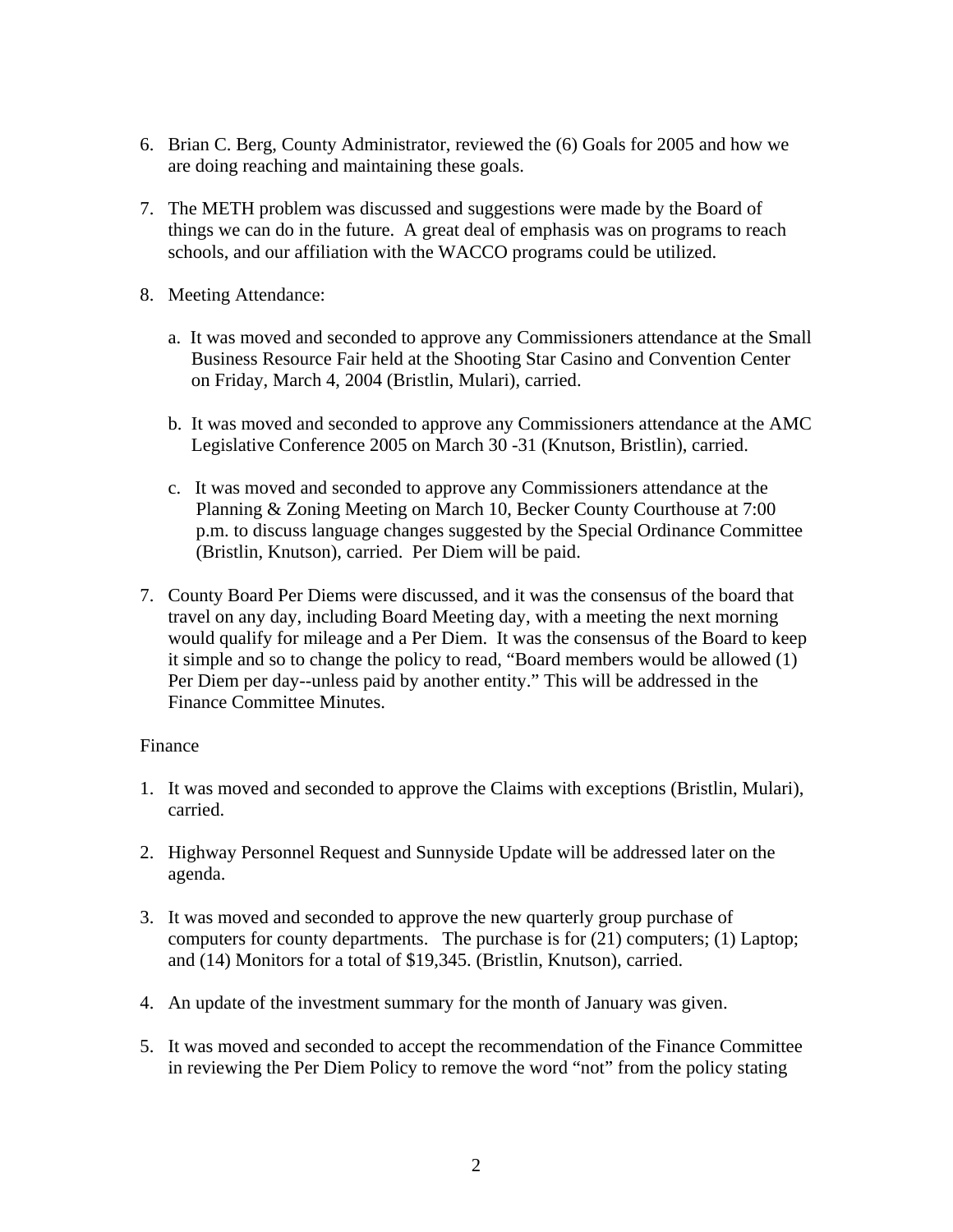6. Brian C. Berg, County Administrator, reviewed the (6) Goals for 2005 and how we are doing reaching and maintaining these goals.

7. The METH problem was discussed and suggestions were made by the Board of things we can do in the future. A great deal of emphasis was on programs to reach schools, and our affiliation with the WACCO programs could be utilized.

8. Meeting Attendance:

   a. It was moved and seconded to approve any Commissioners attendance at the Small Business Resource Fair held at the Shooting Star Casino and Convention Center on Friday, March 4, 2004 (Bristlin, Mulari), carried.

   b. It was moved and seconded to approve any Commissioners attendance at the AMC Legislative Conference 2005 on March 30 -31 (Knutson, Bristlin), carried.

   c. It was moved and seconded to approve any Commissioners attendance at the Planning & Zoning Meeting on March 10, Becker County Courthouse at 7:00 p.m. to discuss language changes suggested by the Special Ordinance Committee (Bristlin, Knutson), carried. Per Diem will be paid.

7. County Board Per Diems were discussed, and it was the consensus of the board that travel on any day, including Board Meeting day, with a meeting the next morning would qualify for mileage and a Per Diem. It was the consensus of the Board to keep it simple and so to change the policy to read, "Board members would be allowed (1) Per Diem per day--unless paid by another entity." This will be addressed in the Finance Committee Minutes.

Finance

1. It was moved and seconded to approve the Claims with exceptions (Bristlin, Mulari), carried.

2. Highway Personnel Request and Sunnyside Update will be addressed later on the agenda.

3. It was moved and seconded to approve the new quarterly group purchase of computers for county departments. The purchase is for (21) computers; (1) Laptop; and (14) Monitors for a total of $19,345. (Bristlin, Knutson), carried.

4. An update of the investment summary for the month of January was given.

5. It was moved and seconded to accept the recommendation of the Finance Committee in reviewing the Per Diem Policy to remove the word "not" from the policy stating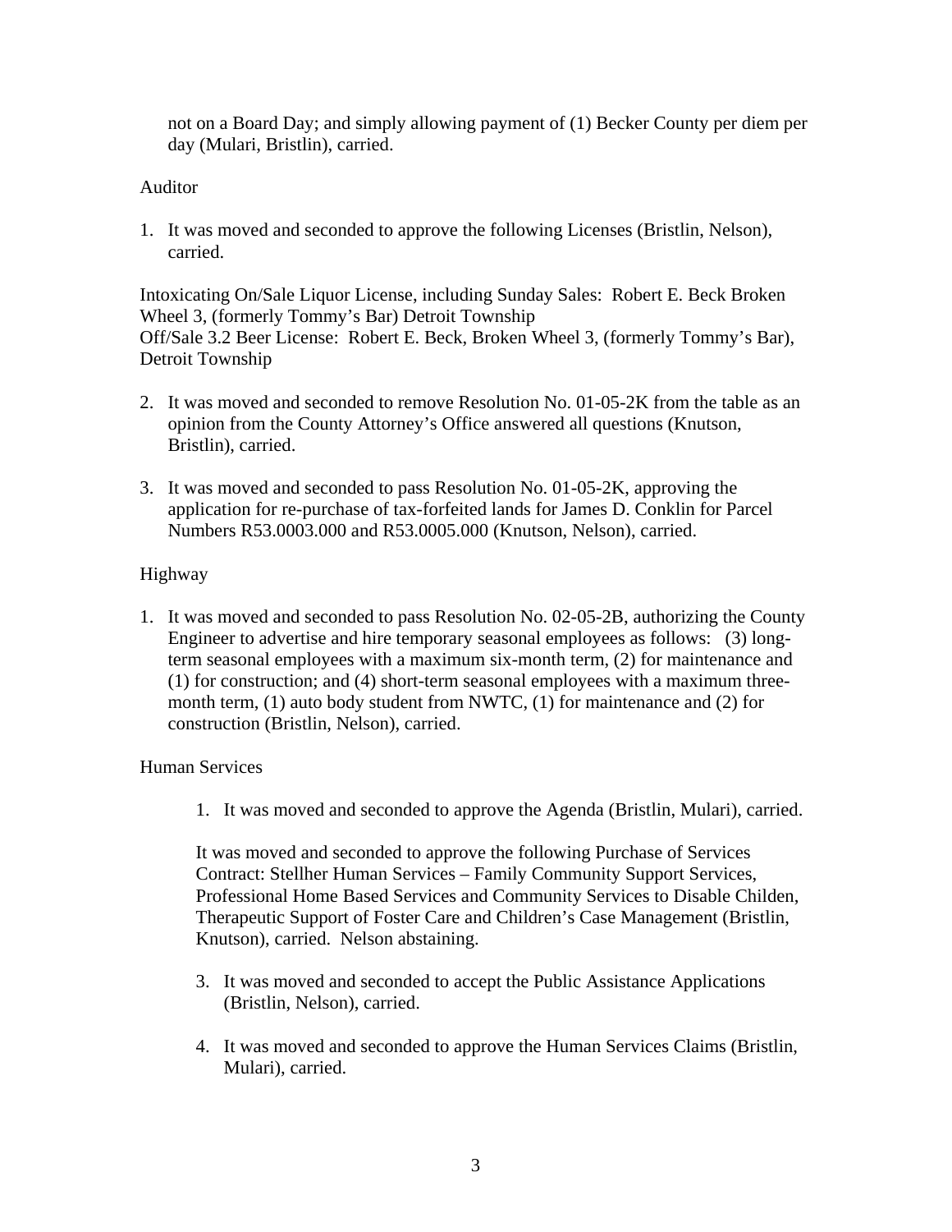not on a Board Day; and simply allowing payment of (1) Becker County per diem per day (Mulari, Bristlin), carried.

Auditor

1. It was moved and seconded to approve the following Licenses (Bristlin, Nelson), carried.

Intoxicating On/Sale Liquor License, including Sunday Sales: Robert E. Beck Broken Wheel 3, (formerly Tommy's Bar) Detroit Township
Off/Sale 3.2 Beer License: Robert E. Beck, Broken Wheel 3, (formerly Tommy's Bar), Detroit Township

2. It was moved and seconded to remove Resolution No. 01-05-2K from the table as an opinion from the County Attorney's Office answered all questions (Knutson, Bristlin), carried.

3. It was moved and seconded to pass Resolution No. 01-05-2K, approving the application for re-purchase of tax-forfeited lands for James D. Conklin for Parcel Numbers R53.0003.000 and R53.0005.000 (Knutson, Nelson), carried.

Highway

1. It was moved and seconded to pass Resolution No. 02-05-2B, authorizing the County Engineer to advertise and hire temporary seasonal employees as follows: (3) long-term seasonal employees with a maximum six-month term, (2) for maintenance and (1) for construction; and (4) short-term seasonal employees with a maximum three-month term, (1) auto body student from NWTC, (1) for maintenance and (2) for construction (Bristlin, Nelson), carried.

Human Services

1. It was moved and seconded to approve the Agenda (Bristlin, Mulari), carried.

   It was moved and seconded to approve the following Purchase of Services Contract: Stellher Human Services – Family Community Support Services, Professional Home Based Services and Community Services to Disable Childen, Therapeutic Support of Foster Care and Children's Case Management (Bristlin, Knutson), carried. Nelson abstaining.

3. It was moved and seconded to accept the Public Assistance Applications (Bristlin, Nelson), carried.

4. It was moved and seconded to approve the Human Services Claims (Bristlin, Mulari), carried.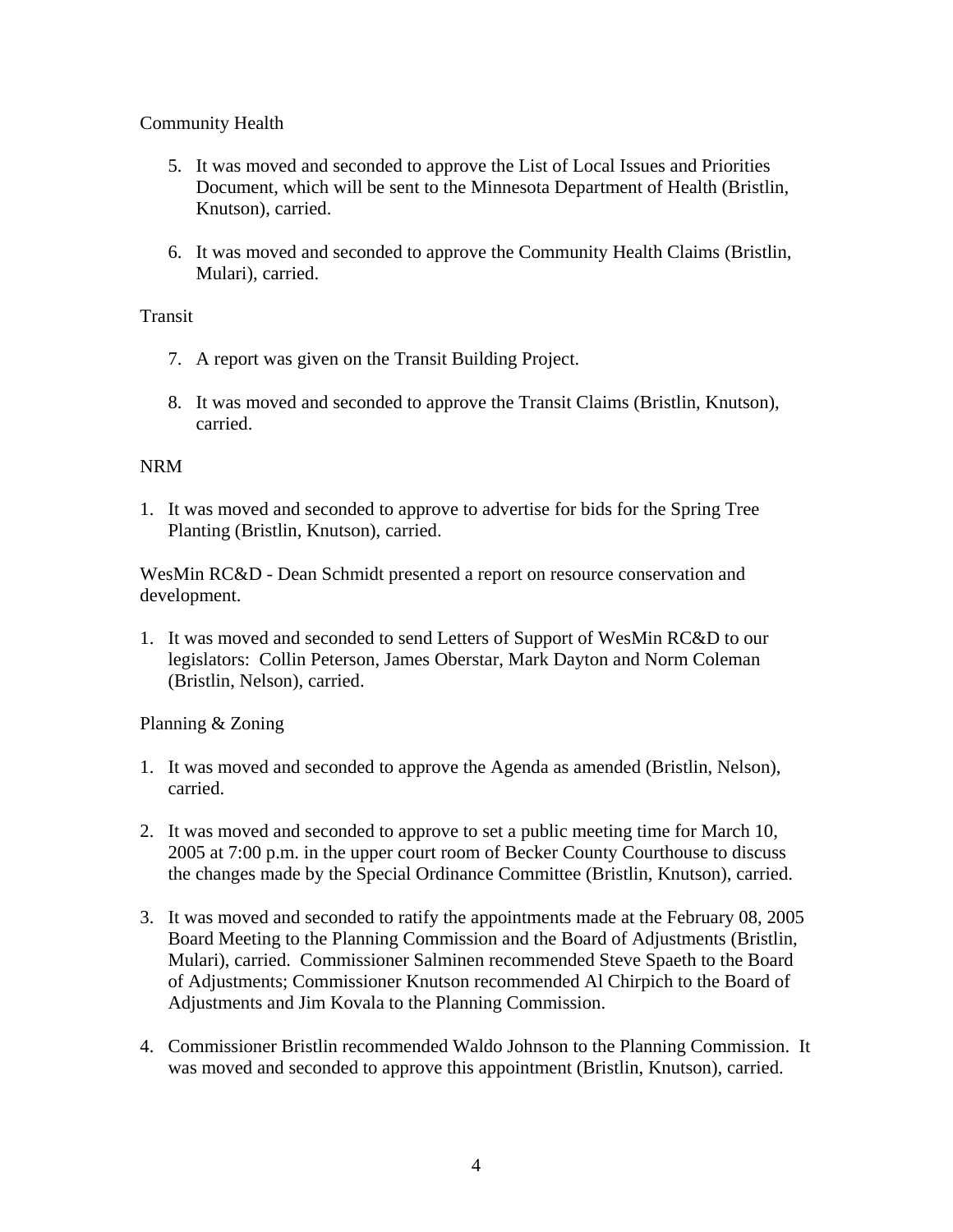Community Health

5. It was moved and seconded to approve the List of Local Issues and Priorities Document, which will be sent to the Minnesota Department of Health (Bristlin, Knutson), carried.

6. It was moved and seconded to approve the Community Health Claims (Bristlin, Mulari), carried.

Transit

7. A report was given on the Transit Building Project.

8. It was moved and seconded to approve the Transit Claims (Bristlin, Knutson), carried.

NRM

1. It was moved and seconded to approve to advertise for bids for the Spring Tree Planting (Bristlin, Knutson), carried.

WesMin RC&D - Dean Schmidt presented a report on resource conservation and development.

1. It was moved and seconded to send Letters of Support of WesMin RC&D to our legislators: Collin Peterson, James Oberstar, Mark Dayton and Norm Coleman (Bristlin, Nelson), carried.

Planning & Zoning

1. It was moved and seconded to approve the Agenda as amended (Bristlin, Nelson), carried.

2. It was moved and seconded to approve to set a public meeting time for March 10, 2005 at 7:00 p.m. in the upper court room of Becker County Courthouse to discuss the changes made by the Special Ordinance Committee (Bristlin, Knutson), carried.

3. It was moved and seconded to ratify the appointments made at the February 08, 2005 Board Meeting to the Planning Commission and the Board of Adjustments (Bristlin, Mulari), carried. Commissioner Salminen recommended Steve Spaeth to the Board of Adjustments; Commissioner Knutson recommended Al Chirpich to the Board of Adjustments and Jim Kovala to the Planning Commission.

4. Commissioner Bristlin recommended Waldo Johnson to the Planning Commission. It was moved and seconded to approve this appointment (Bristlin, Knutson), carried.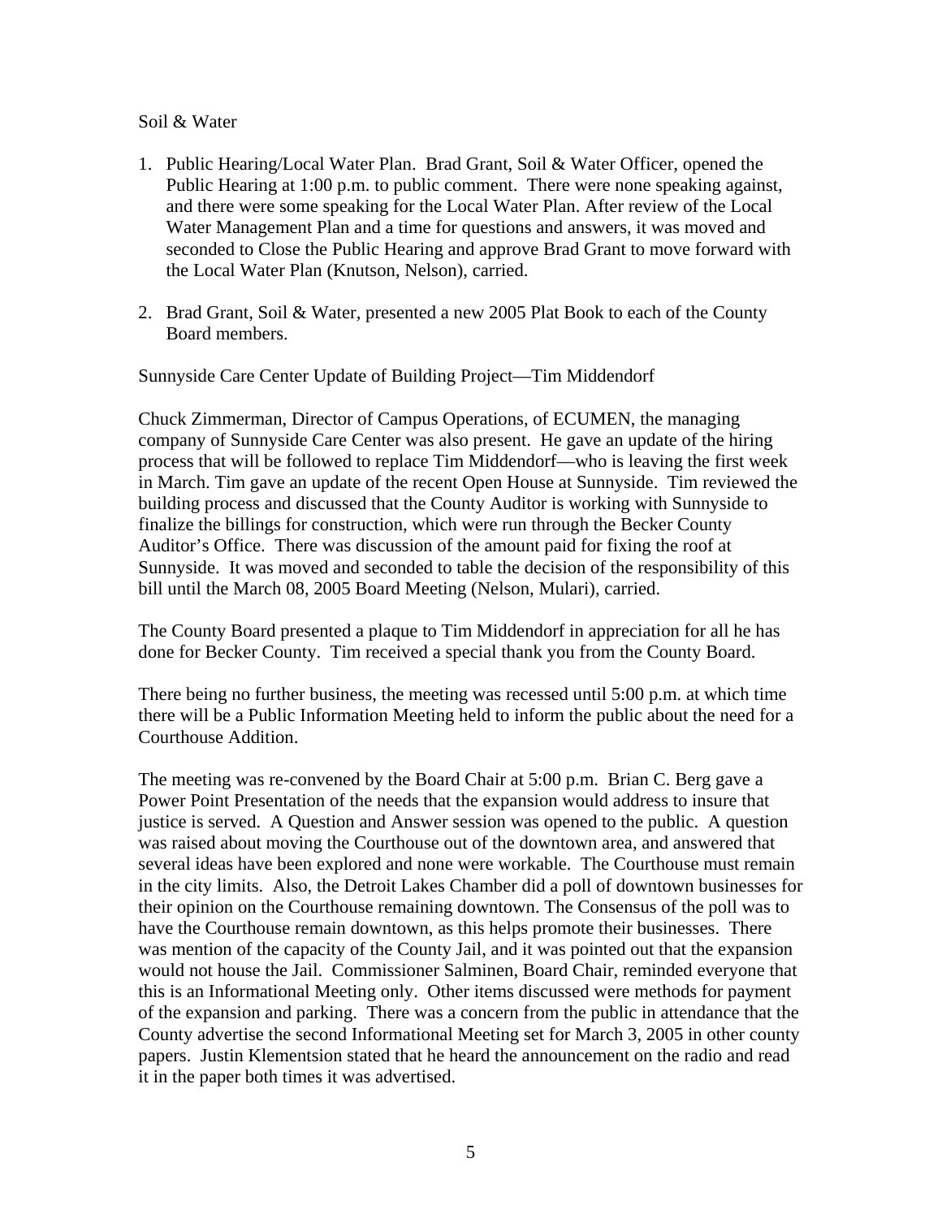Soil & Water

1. Public Hearing/Local Water Plan. Brad Grant, Soil & Water Officer, opened the Public Hearing at 1:00 p.m. to public comment. There were none speaking against, and there were some speaking for the Local Water Plan. After review of the Local Water Management Plan and a time for questions and answers, it was moved and seconded to Close the Public Hearing and approve Brad Grant to move forward with the Local Water Plan (Knutson, Nelson), carried.

2. Brad Grant, Soil & Water, presented a new 2005 Plat Book to each of the County Board members.

Sunnyside Care Center Update of Building Project—Tim Middendorf

Chuck Zimmerman, Director of Campus Operations, of ECUMEN, the managing company of Sunnyside Care Center was also present. He gave an update of the hiring process that will be followed to replace Tim Middendorf—who is leaving the first week in March. Tim gave an update of the recent Open House at Sunnyside. Tim reviewed the building process and discussed that the County Auditor is working with Sunnyside to finalize the billings for construction, which were run through the Becker County Auditor's Office. There was discussion of the amount paid for fixing the roof at Sunnyside. It was moved and seconded to table the decision of the responsibility of this bill until the March 08, 2005 Board Meeting (Nelson, Mulari), carried.

The County Board presented a plaque to Tim Middendorf in appreciation for all he has done for Becker County. Tim received a special thank you from the County Board.

There being no further business, the meeting was recessed until 5:00 p.m. at which time there will be a Public Information Meeting held to inform the public about the need for a Courthouse Addition.

The meeting was re-convened by the Board Chair at 5:00 p.m. Brian C. Berg gave a Power Point Presentation of the needs that the expansion would address to insure that justice is served. A Question and Answer session was opened to the public. A question was raised about moving the Courthouse out of the downtown area, and answered that several ideas have been explored and none were workable. The Courthouse must remain in the city limits. Also, the Detroit Lakes Chamber did a poll of downtown businesses for their opinion on the Courthouse remaining downtown. The Consensus of the poll was to have the Courthouse remain downtown, as this helps promote their businesses. There was mention of the capacity of the County Jail, and it was pointed out that the expansion would not house the Jail. Commissioner Salminen, Board Chair, reminded everyone that this is an Informational Meeting only. Other items discussed were methods for payment of the expansion and parking. There was a concern from the public in attendance that the County advertise the second Informational Meeting set for March 3, 2005 in other county papers. Justin Klementsion stated that he heard the announcement on the radio and read it in the paper both times it was advertised.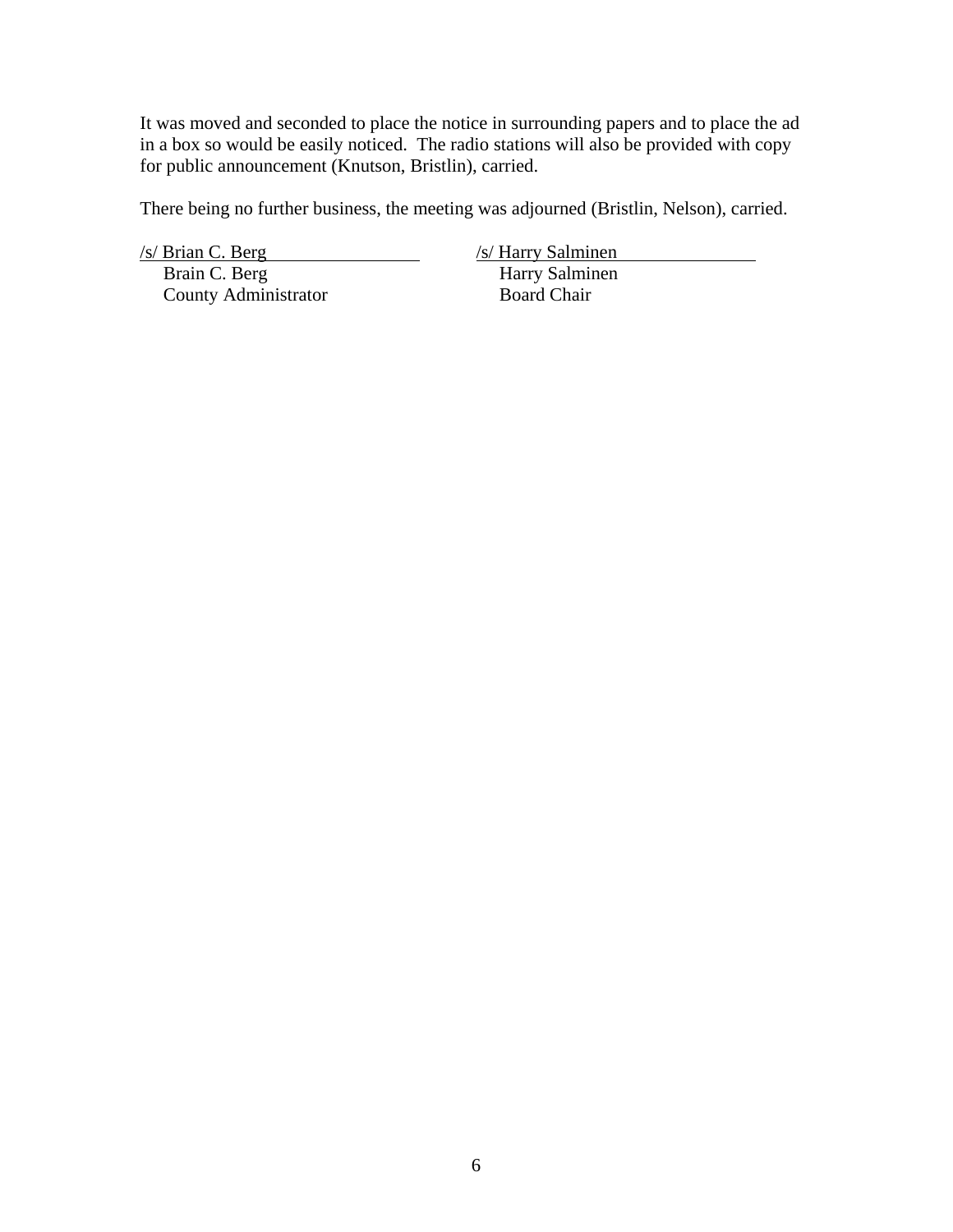It was moved and seconded to place the notice in surrounding papers and to place the ad in a box so would be easily noticed. The radio stations will also be provided with copy for public announcement (Knutson, Bristlin), carried.

There being no further business, the meeting was adjourned (Bristlin, Nelson), carried.

| | |
|---|---|
| /s/ Brian C. Berg | /s/ Harry Salminen |
| Brain C. Berg | Harry Salminen |
| County Administrator | Board Chair |